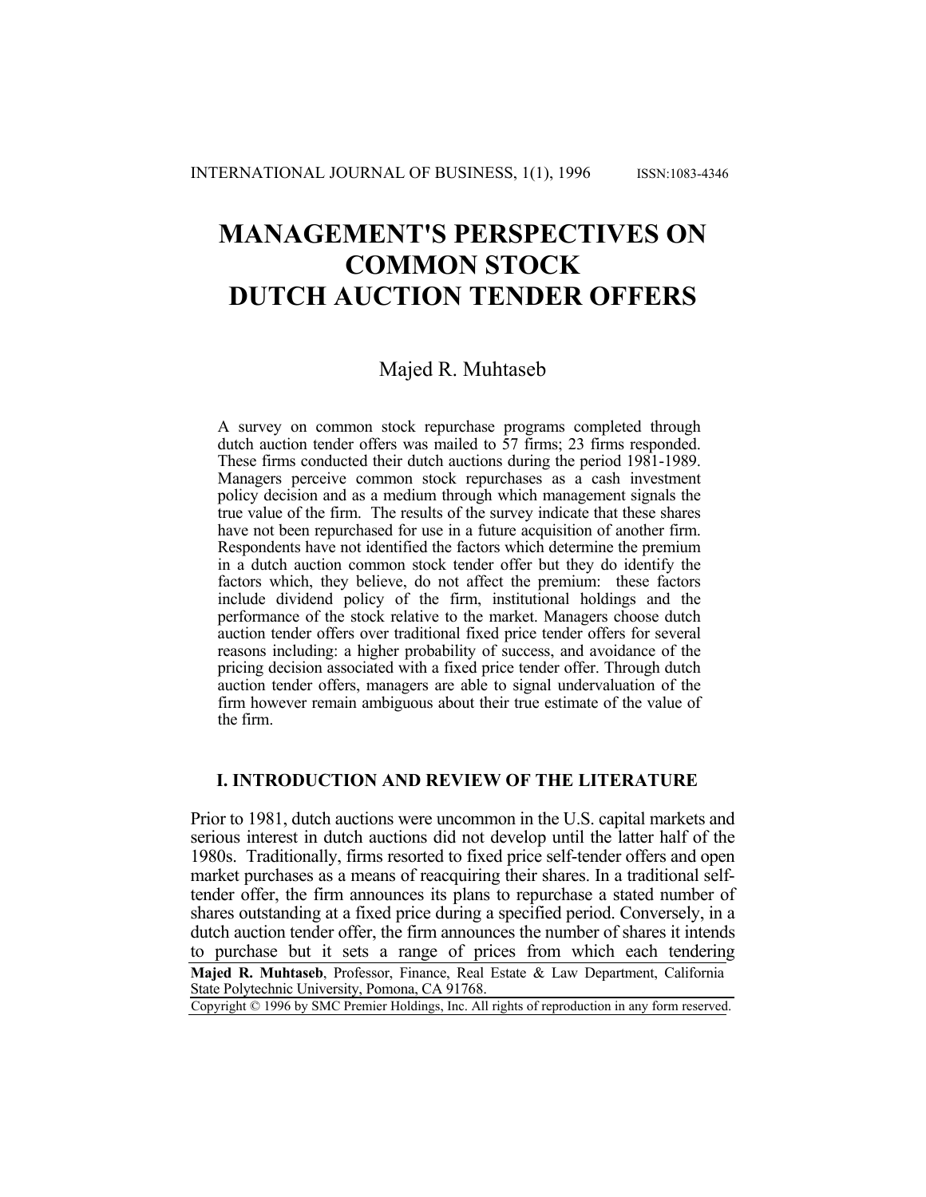# MANAGEMENT'S PERSPECTIVES ON COMMON STOCK DUTCH AUCTION TENDER OFFERS

Majed R. Muhtaseb

A survey on common stock repurchase programs completed through dutch auction tender offers was mailed to 57 firms; 23 firms responded. These firms conducted their dutch auctions during the period 1981-1989. Managers perceive common stock repurchases as a cash investment policy decision and as a medium through which management signals the true value of the firm. The results of the survey indicate that these shares have not been repurchased for use in a future acquisition of another firm. Respondents have not identified the factors which determine the premium in a dutch auction common stock tender offer but they do identify the factors which, they believe, do not affect the premium: these factors include dividend policy of the firm, institutional holdings and the performance of the stock relative to the market. Managers choose dutch auction tender offers over traditional fixed price tender offers for several reasons including: a higher probability of success, and avoidance of the pricing decision associated with a fixed price tender offer. Through dutch auction tender offers, managers are able to signal undervaluation of the firm however remain ambiguous about their true estimate of the value of the firm.

## I. INTRODUCTION AND REVIEW OF THE LITERATURE

Prior to 1981, dutch auctions were uncommon in the U.S. capital markets and serious interest in dutch auctions did not develop until the latter half of the 1980s. Traditionally, firms resorted to fixed price self-tender offers and open market purchases as a means of reacquiring their shares. In a traditional self-tender offer, the firm announces its plans to repurchase a stated number of shares outstanding at a fixed price during a specified period. Conversely, in a dutch auction tender offer, the firm announces the number of shares it intends to purchase but it sets a range of prices from which each tendering

**Majed R. Muhtaseb**, Professor, Finance, Real Estate & Law Department, California State Polytechnic University, Pomona, CA 91768.

Copyright © 1996 by SMC Premier Holdings, Inc. All rights of reproduction in any form reserved.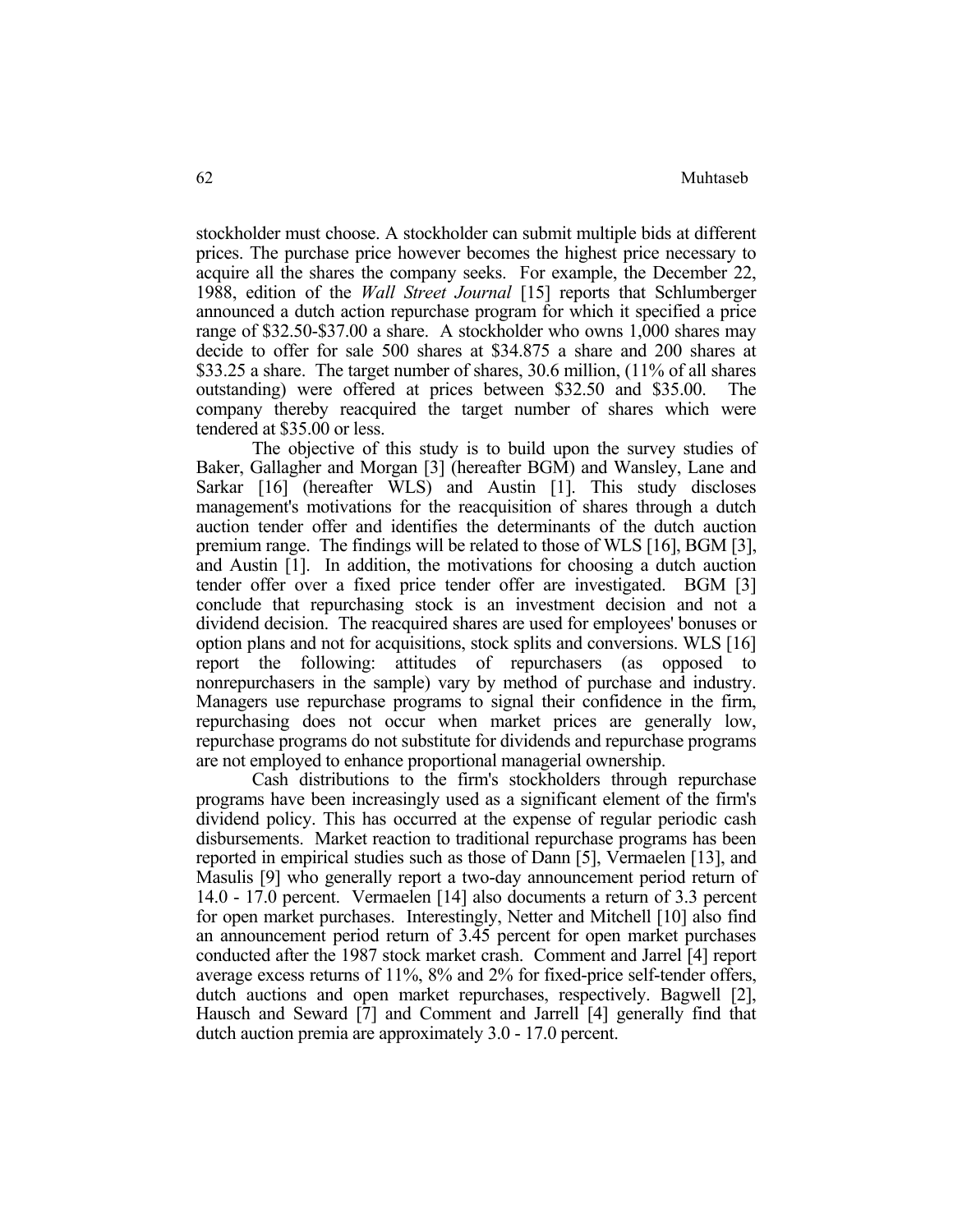stockholder must choose. A stockholder can submit multiple bids at different prices. The purchase price however becomes the highest price necessary to acquire all the shares the company seeks. For example, the December 22, 1988, edition of the *Wall Street Journal* [15] reports that Schlumberger announced a dutch action repurchase program for which it specified a price range of $32.50-$37.00 a share. A stockholder who owns 1,000 shares may decide to offer for sale 500 shares at $34.875 a share and 200 shares at $33.25 a share. The target number of shares, 30.6 million, (11% of all shares outstanding) were offered at prices between $32.50 and $35.00. The company thereby reacquired the target number of shares which were tendered at $35.00 or less.

The objective of this study is to build upon the survey studies of Baker, Gallagher and Morgan [3] (hereafter BGM) and Wansley, Lane and Sarkar [16] (hereafter WLS) and Austin [1]. This study discloses management's motivations for the reacquisition of shares through a dutch auction tender offer and identifies the determinants of the dutch auction premium range. The findings will be related to those of WLS [16], BGM [3], and Austin [1]. In addition, the motivations for choosing a dutch auction tender offer over a fixed price tender offer are investigated. BGM [3] conclude that repurchasing stock is an investment decision and not a dividend decision. The reacquired shares are used for employees' bonuses or option plans and not for acquisitions, stock splits and conversions. WLS [16] report the following: attitudes of repurchasers (as opposed to nonrepurchasers in the sample) vary by method of purchase and industry. Managers use repurchase programs to signal their confidence in the firm, repurchasing does not occur when market prices are generally low, repurchase programs do not substitute for dividends and repurchase programs are not employed to enhance proportional managerial ownership.

Cash distributions to the firm's stockholders through repurchase programs have been increasingly used as a significant element of the firm's dividend policy. This has occurred at the expense of regular periodic cash disbursements. Market reaction to traditional repurchase programs has been reported in empirical studies such as those of Dann [5], Vermaelen [13], and Masulis [9] who generally report a two-day announcement period return of 14.0 - 17.0 percent. Vermaelen [14] also documents a return of 3.3 percent for open market purchases. Interestingly, Netter and Mitchell [10] also find an announcement period return of 3.45 percent for open market purchases conducted after the 1987 stock market crash. Comment and Jarrel [4] report average excess returns of 11%, 8% and 2% for fixed-price self-tender offers, dutch auctions and open market repurchases, respectively. Bagwell [2], Hausch and Seward [7] and Comment and Jarrell [4] generally find that dutch auction premia are approximately 3.0 - 17.0 percent.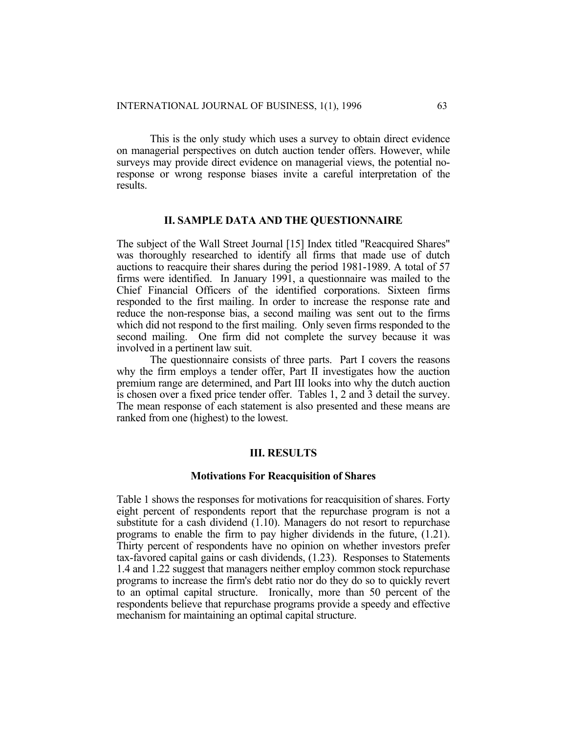This is the only study which uses a survey to obtain direct evidence on managerial perspectives on dutch auction tender offers. However, while surveys may provide direct evidence on managerial views, the potential no-response or wrong response biases invite a careful interpretation of the results.

## II. SAMPLE DATA AND THE QUESTIONNAIRE

The subject of the Wall Street Journal [15] Index titled "Reacquired Shares" was thoroughly researched to identify all firms that made use of dutch auctions to reacquire their shares during the period 1981-1989. A total of 57 firms were identified. In January 1991, a questionnaire was mailed to the Chief Financial Officers of the identified corporations. Sixteen firms responded to the first mailing. In order to increase the response rate and reduce the non-response bias, a second mailing was sent out to the firms which did not respond to the first mailing. Only seven firms responded to the second mailing. One firm did not complete the survey because it was involved in a pertinent law suit.

The questionnaire consists of three parts. Part I covers the reasons why the firm employs a tender offer, Part II investigates how the auction premium range are determined, and Part III looks into why the dutch auction is chosen over a fixed price tender offer. Tables 1, 2 and 3 detail the survey. The mean response of each statement is also presented and these means are ranked from one (highest) to the lowest.

## III. RESULTS

### Motivations For Reacquisition of Shares

Table 1 shows the responses for motivations for reacquisition of shares. Forty eight percent of respondents report that the repurchase program is not a substitute for a cash dividend (1.10). Managers do not resort to repurchase programs to enable the firm to pay higher dividends in the future, (1.21). Thirty percent of respondents have no opinion on whether investors prefer tax-favored capital gains or cash dividends, (1.23). Responses to Statements 1.4 and 1.22 suggest that managers neither employ common stock repurchase programs to increase the firm's debt ratio nor do they do so to quickly revert to an optimal capital structure. Ironically, more than 50 percent of the respondents believe that repurchase programs provide a speedy and effective mechanism for maintaining an optimal capital structure.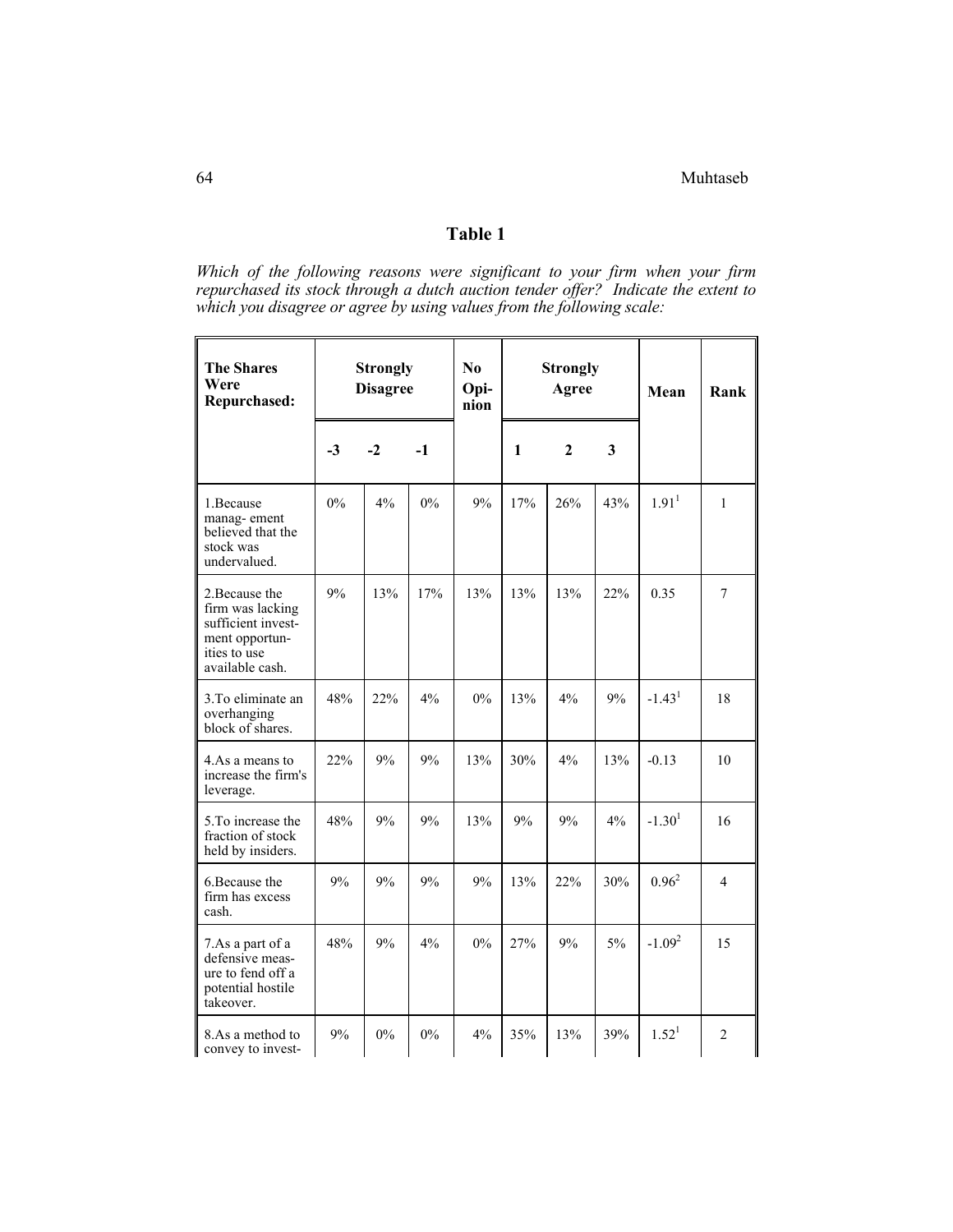# Table 1

*Which of the following reasons were significant to your firm when your firm repurchased its stock through a dutch auction tender offer? Indicate the extent to which you disagree or agree by using values from the following scale:*

| The Shares Were Repurchased: | Strongly Disagree | | | No Opinion | Strongly Agree | | | Mean | Rank |
|---|---|---|---|---|---|---|---|---|---|
| | -3 | -2 | -1 | | 1 | 2 | 3 | | |
| 1.Because manag- ement believed that the stock was undervalued. | 0% | 4% | 0% | 9% | 17% | 26% | 43% | 1.91[1] | 1 |
| 2.Because the firm was lacking sufficient invest- ment opportun- ities to use available cash. | 9% | 13% | 17% | 13% | 13% | 13% | 22% | 0.35 | 7 |
| 3.To eliminate an overhanging block of shares. | 48% | 22% | 4% | 0% | 13% | 4% | 9% | -1.43[1] | 18 |
| 4.As a means to increase the firm's leverage. | 22% | 9% | 9% | 13% | 30% | 4% | 13% | -0.13 | 10 |
| 5.To increase the fraction of stock held by insiders. | 48% | 9% | 9% | 13% | 9% | 9% | 4% | -1.30[1] | 16 |
| 6.Because the firm has excess cash. | 9% | 9% | 9% | 9% | 13% | 22% | 30% | 0.96[2] | 4 |
| 7.As a part of a defensive meas- ure to fend off a potential hostile takeover. | 48% | 9% | 4% | 0% | 27% | 9% | 5% | -1.09[2] | 15 |
| 8.As a method to convey to invest- | 9% | 0% | 0% | 4% | 35% | 13% | 39% | 1.52[1] | 2 |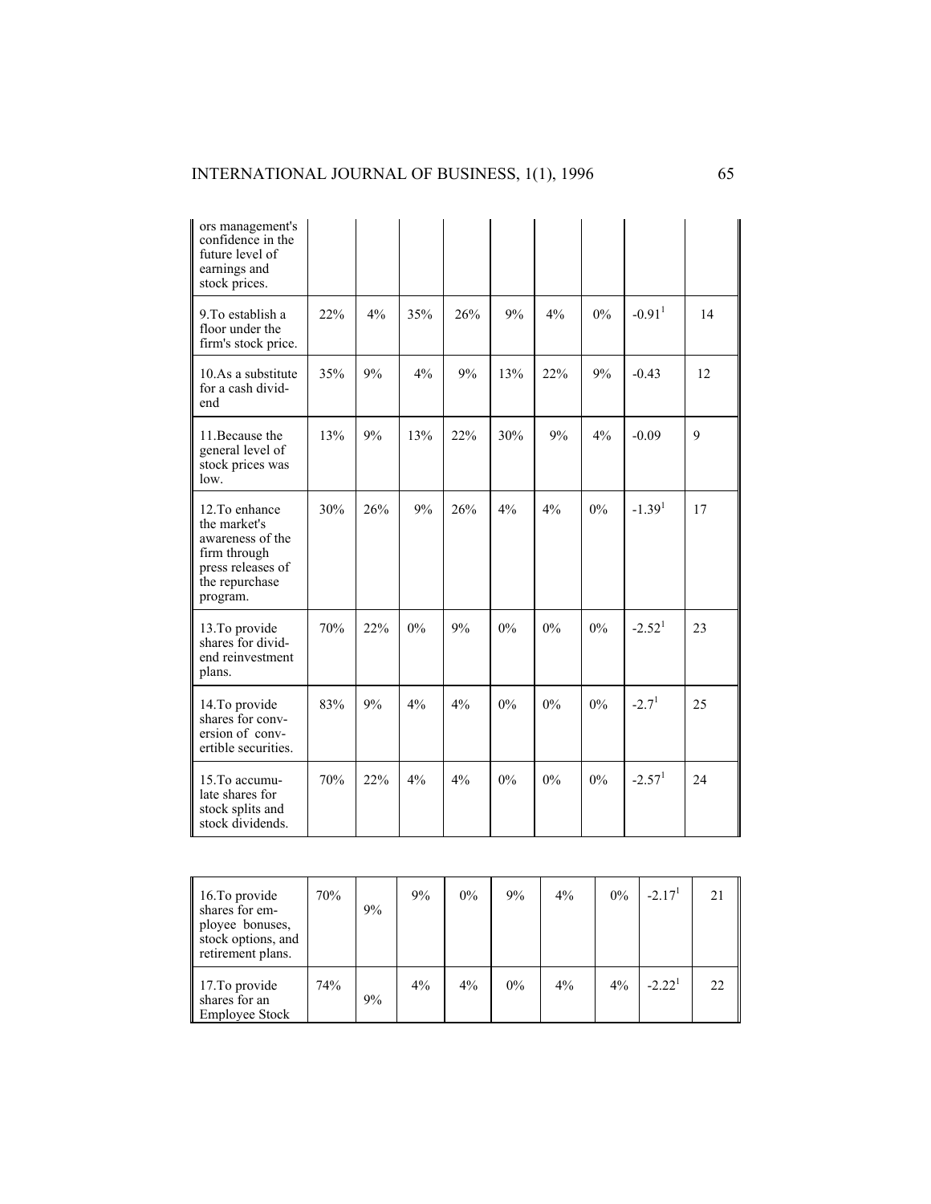| | | | | | | | | | |
|---|---|---|---|---|---|---|---|---|---|
| ors management's confidence in the future level of earnings and stock prices. | | | | | | | | | |
| 9.To establish a floor under the firm's stock price. | 22% | 4% | 35% | 26% | 9% | 4% | 0% | -0.91[1] | 14 |
| 10.As a substitute for a cash dividend | 35% | 9% | 4% | 9% | 13% | 22% | 9% | -0.43 | 12 |
| 11.Because the general level of stock prices was low. | 13% | 9% | 13% | 22% | 30% | 9% | 4% | -0.09 | 9 |
| 12.To enhance the market's awareness of the firm through press releases of the repurchase program. | 30% | 26% | 9% | 26% | 4% | 4% | 0% | -1.39[1] | 17 |
| 13.To provide shares for dividend reinvestment plans. | 70% | 22% | 0% | 9% | 0% | 0% | 0% | -2.52[1] | 23 |
| 14.To provide shares for conversion of convertible securities. | 83% | 9% | 4% | 4% | 0% | 0% | 0% | -2.7[1] | 25 |
| 15.To accumulate shares for stock splits and stock dividends. | 70% | 22% | 4% | 4% | 0% | 0% | 0% | -2.57[1] | 24 |
| 16.To provide shares for employee bonuses, stock options, and retirement plans. | 70% | 9% | 9% | 0% | 9% | 4% | 0% | -2.17[1] | 21 |
| 17.To provide shares for an Employee Stock | 74% | 9% | 4% | 4% | 0% | 4% | 4% | -2.22[1] | 22 |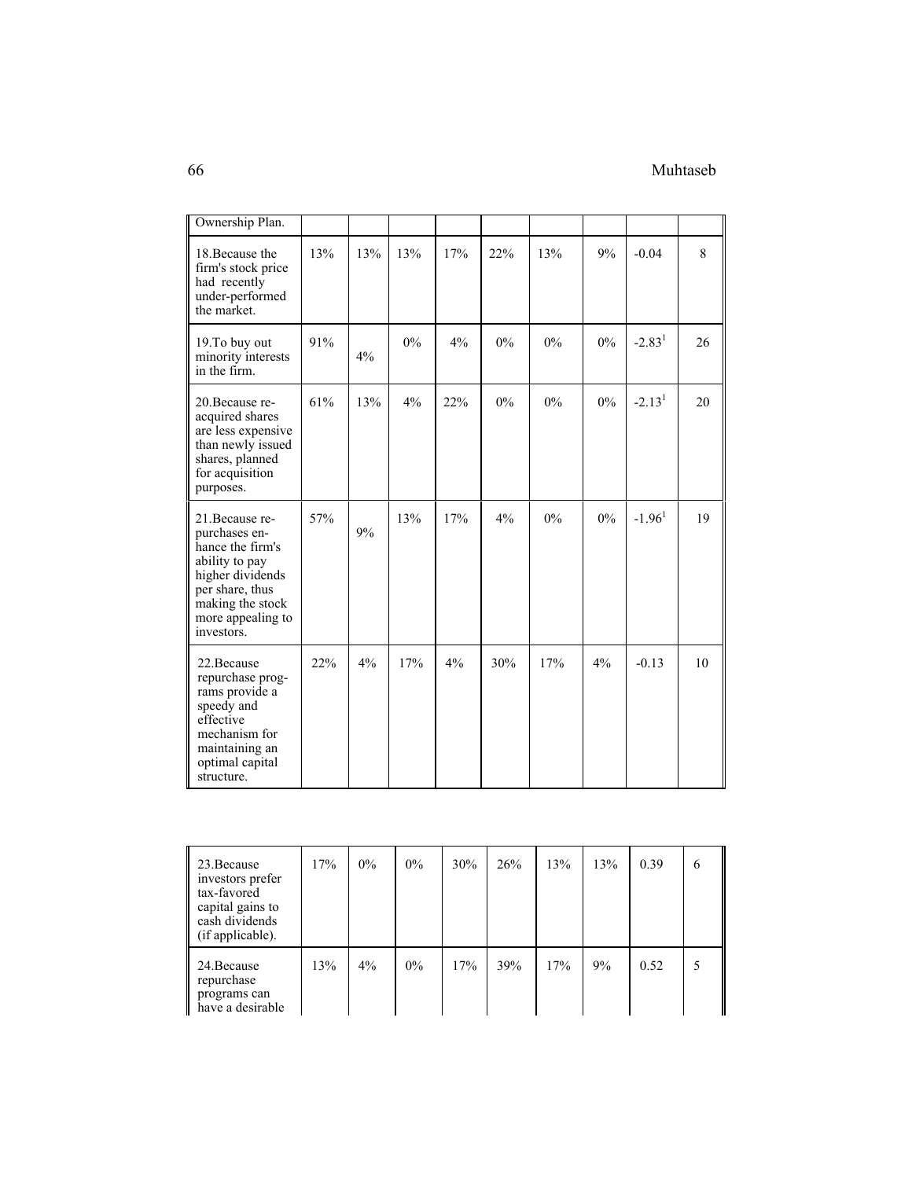| | | | | | | | | | |
|---|---|---|---|---|---|---|---|---|---|
| Ownership Plan. | | | | | | | | | |
| 18.Because the firm's stock price had recently under-performed the market. | 13% | 13% | 13% | 17% | 22% | 13% | 9% | -0.04 | 8 |
| 19.To buy out minority interests in the firm. | 91% | 4% | 0% | 4% | 0% | 0% | 0% | -2.83[1] | 26 |
| 20.Because re-acquired shares are less expensive than newly issued shares, planned for acquisition purposes. | 61% | 13% | 4% | 22% | 0% | 0% | 0% | -2.13[1] | 20 |
| 21.Because re-purchases enhance the firm's ability to pay higher dividends per share, thus making the stock more appealing to investors. | 57% | 9% | 13% | 17% | 4% | 0% | 0% | -1.96[1] | 19 |
| 22.Because repurchase programs provide a speedy and effective mechanism for maintaining an optimal capital structure. | 22% | 4% | 17% | 4% | 30% | 17% | 4% | -0.13 | 10 |
| 23.Because investors prefer tax-favored capital gains to cash dividends (if applicable). | 17% | 0% | 0% | 30% | 26% | 13% | 13% | 0.39 | 6 |
| 24.Because repurchase programs can have a desirable | 13% | 4% | 0% | 17% | 39% | 17% | 9% | 0.52 | 5 |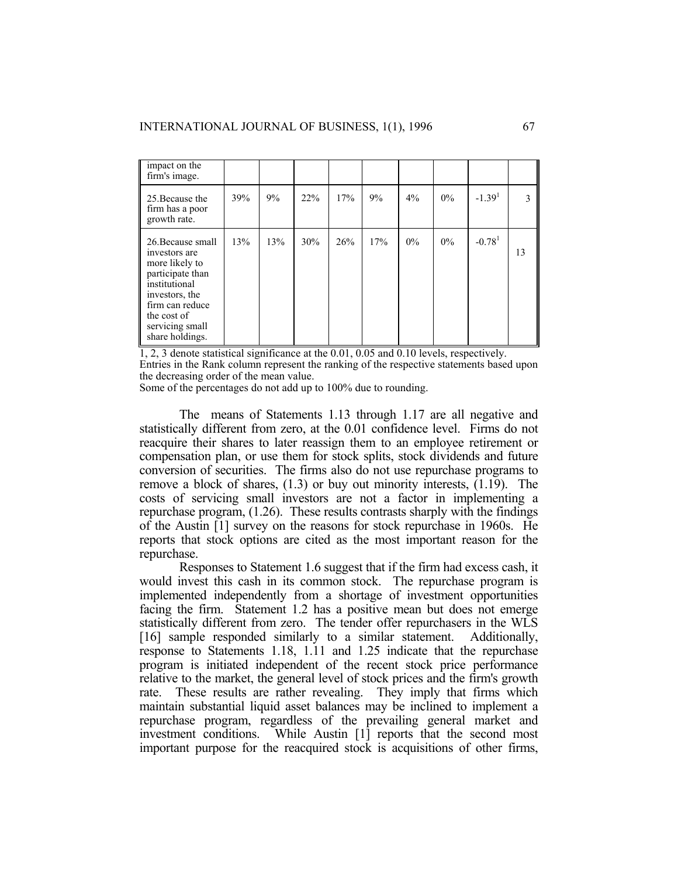| | | | | | | | | | |
|---|---|---|---|---|---|---|---|---|---|
| impact on the firm's image. | | | | | | | | | |
| 25.Because the firm has a poor growth rate. | 39% | 9% | 22% | 17% | 9% | 4% | 0% | -1.39[1] | 3 |
| 26.Because small investors are more likely to participate than institutional investors, the firm can reduce the cost of servicing small share holdings. | 13% | 13% | 30% | 26% | 17% | 0% | 0% | -0.78[1] | 13 |

1, 2, 3 denote statistical significance at the 0.01, 0.05 and 0.10 levels, respectively.
Entries in the Rank column represent the ranking of the respective statements based upon the decreasing order of the mean value.
Some of the percentages do not add up to 100% due to rounding.

The means of Statements 1.13 through 1.17 are all negative and statistically different from zero, at the 0.01 confidence level. Firms do not reacquire their shares to later reassign them to an employee retirement or compensation plan, or use them for stock splits, stock dividends and future conversion of securities. The firms also do not use repurchase programs to remove a block of shares, (1.3) or buy out minority interests, (1.19). The costs of servicing small investors are not a factor in implementing a repurchase program, (1.26). These results contrasts sharply with the findings of the Austin [1] survey on the reasons for stock repurchase in 1960s. He reports that stock options are cited as the most important reason for the repurchase.

Responses to Statement 1.6 suggest that if the firm had excess cash, it would invest this cash in its common stock. The repurchase program is implemented independently from a shortage of investment opportunities facing the firm. Statement 1.2 has a positive mean but does not emerge statistically different from zero. The tender offer repurchasers in the WLS [16] sample responded similarly to a similar statement. Additionally, response to Statements 1.18, 1.11 and 1.25 indicate that the repurchase program is initiated independent of the recent stock price performance relative to the market, the general level of stock prices and the firm's growth rate. These results are rather revealing. They imply that firms which maintain substantial liquid asset balances may be inclined to implement a repurchase program, regardless of the prevailing general market and investment conditions. While Austin [1] reports that the second most important purpose for the reacquired stock is acquisitions of other firms,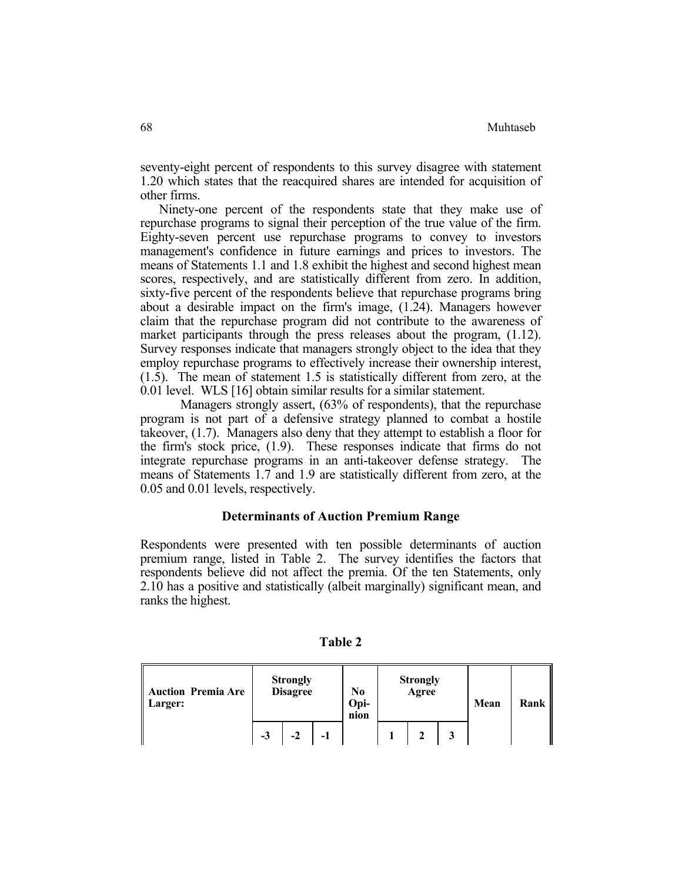seventy-eight percent of respondents to this survey disagree with statement 1.20 which states that the reacquired shares are intended for acquisition of other firms.

Ninety-one percent of the respondents state that they make use of repurchase programs to signal their perception of the true value of the firm. Eighty-seven percent use repurchase programs to convey to investors management's confidence in future earnings and prices to investors. The means of Statements 1.1 and 1.8 exhibit the highest and second highest mean scores, respectively, and are statistically different from zero. In addition, sixty-five percent of the respondents believe that repurchase programs bring about a desirable impact on the firm's image, (1.24). Managers however claim that the repurchase program did not contribute to the awareness of market participants through the press releases about the program, (1.12). Survey responses indicate that managers strongly object to the idea that they employ repurchase programs to effectively increase their ownership interest, (1.5). The mean of statement 1.5 is statistically different from zero, at the 0.01 level. WLS [16] obtain similar results for a similar statement.

Managers strongly assert, (63% of respondents), that the repurchase program is not part of a defensive strategy planned to combat a hostile takeover, (1.7). Managers also deny that they attempt to establish a floor for the firm's stock price, (1.9). These responses indicate that firms do not integrate repurchase programs in an anti-takeover defense strategy. The means of Statements 1.7 and 1.9 are statistically different from zero, at the 0.05 and 0.01 levels, respectively.

### Determinants of Auction Premium Range

Respondents were presented with ten possible determinants of auction premium range, listed in Table 2. The survey identifies the factors that respondents believe did not affect the premia. Of the ten Statements, only 2.10 has a positive and statistically (albeit marginally) significant mean, and ranks the highest.

**Table 2**

| Auction Premia Are Larger: | Strongly Disagree | | | No Opinion | Strongly Agree | | | Mean | Rank |
|---|---|---|---|---|---|---|---|---|---|
| | -3 | -2 | -1 | | 1 | 2 | 3 | | |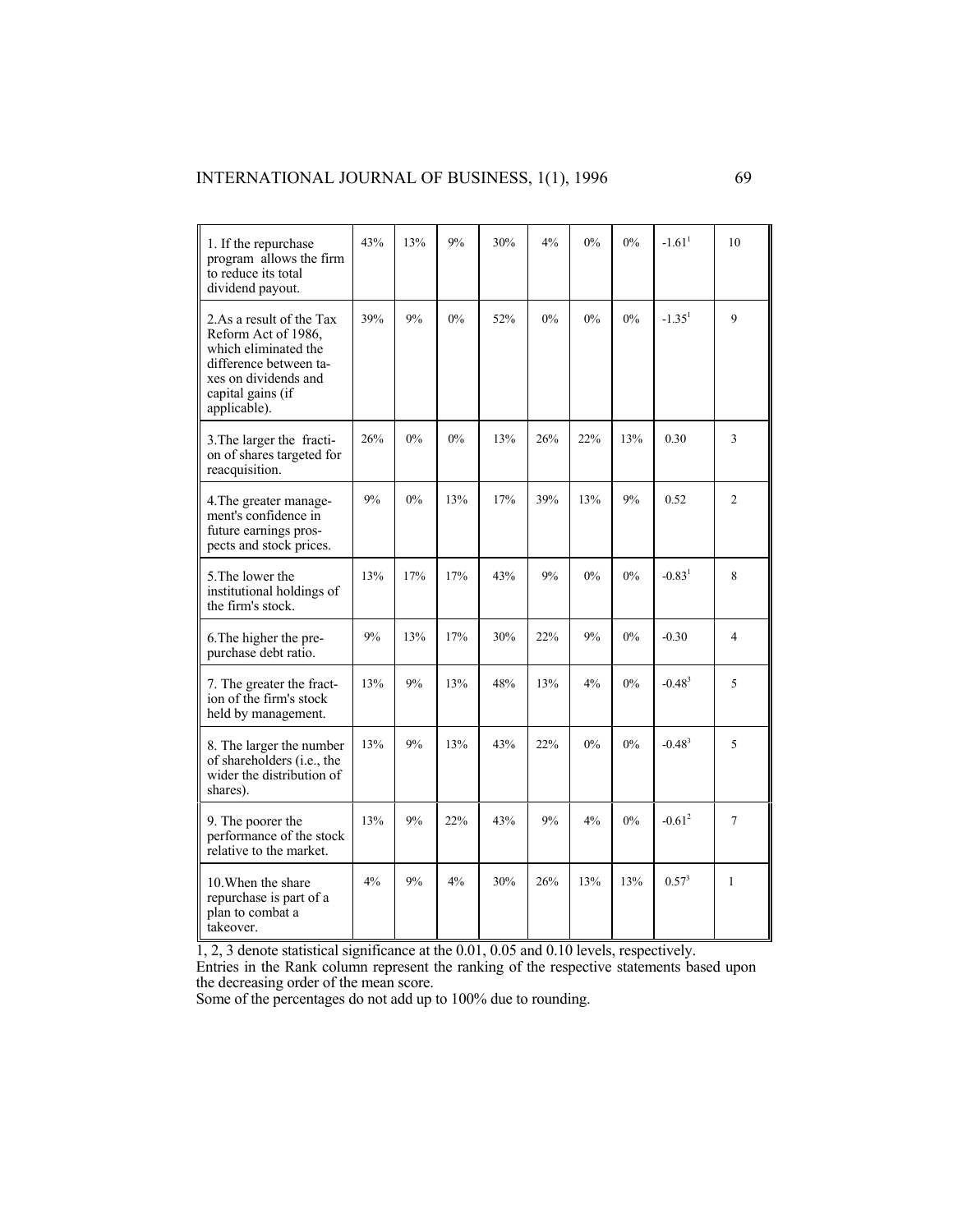| | | | | | | | | | |
|---|---|---|---|---|---|---|---|---|---|
| 1. If the repurchase program allows the firm to reduce its total dividend payout. | 43% | 13% | 9% | 30% | 4% | 0% | 0% | -1.61[1] | 10 |
| 2. As a result of the Tax Reform Act of 1986, which eliminated the difference between taxes on dividends and capital gains (if applicable). | 39% | 9% | 0% | 52% | 0% | 0% | 0% | -1.35[1] | 9 |
| 3. The larger the fraction of shares targeted for reacquisition. | 26% | 0% | 0% | 13% | 26% | 22% | 13% | 0.30 | 3 |
| 4. The greater management's confidence in future earnings prospects and stock prices. | 9% | 0% | 13% | 17% | 39% | 13% | 9% | 0.52 | 2 |
| 5. The lower the institutional holdings of the firm's stock. | 13% | 17% | 17% | 43% | 9% | 0% | 0% | -0.83[1] | 8 |
| 6. The higher the pre-purchase debt ratio. | 9% | 13% | 17% | 30% | 22% | 9% | 0% | -0.30 | 4 |
| 7. The greater the fraction of the firm's stock held by management. | 13% | 9% | 13% | 48% | 13% | 4% | 0% | -0.48[3] | 5 |
| 8. The larger the number of shareholders (i.e., the wider the distribution of shares). | 13% | 9% | 13% | 43% | 22% | 0% | 0% | -0.48[3] | 5 |
| 9. The poorer the performance of the stock relative to the market. | 13% | 9% | 22% | 43% | 9% | 4% | 0% | -0.61[2] | 7 |
| 10. When the share repurchase is part of a plan to combat a takeover. | 4% | 9% | 4% | 30% | 26% | 13% | 13% | 0.57[3] | 1 |

1, 2, 3 denote statistical significance at the 0.01, 0.05 and 0.10 levels, respectively.
Entries in the Rank column represent the ranking of the respective statements based upon the decreasing order of the mean score.
Some of the percentages do not add up to 100% due to rounding.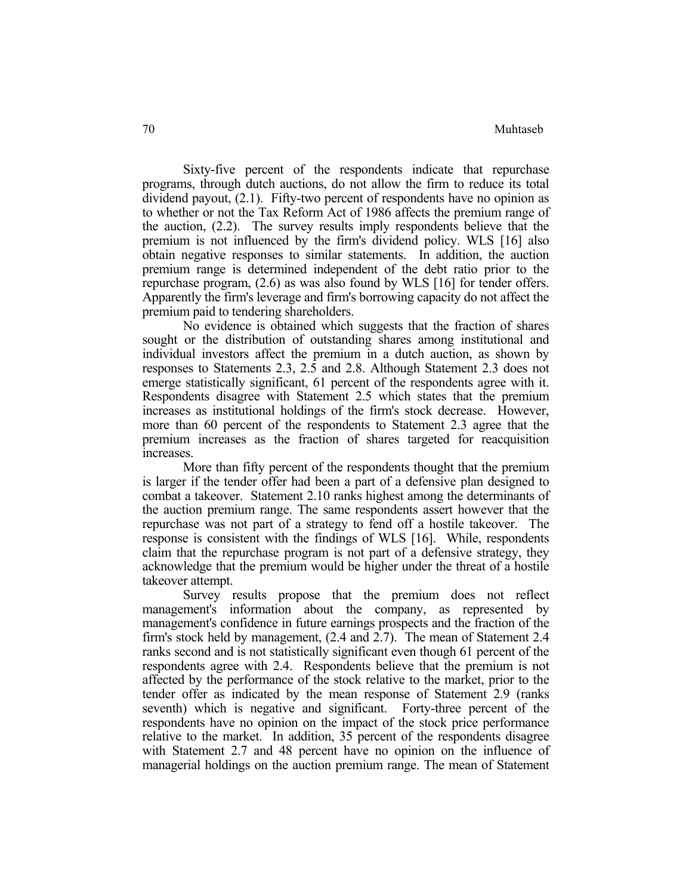Sixty-five percent of the respondents indicate that repurchase programs, through dutch auctions, do not allow the firm to reduce its total dividend payout, (2.1). Fifty-two percent of respondents have no opinion as to whether or not the Tax Reform Act of 1986 affects the premium range of the auction, (2.2). The survey results imply respondents believe that the premium is not influenced by the firm's dividend policy. WLS [16] also obtain negative responses to similar statements. In addition, the auction premium range is determined independent of the debt ratio prior to the repurchase program, (2.6) as was also found by WLS [16] for tender offers. Apparently the firm's leverage and firm's borrowing capacity do not affect the premium paid to tendering shareholders.

No evidence is obtained which suggests that the fraction of shares sought or the distribution of outstanding shares among institutional and individual investors affect the premium in a dutch auction, as shown by responses to Statements 2.3, 2.5 and 2.8. Although Statement 2.3 does not emerge statistically significant, 61 percent of the respondents agree with it. Respondents disagree with Statement 2.5 which states that the premium increases as institutional holdings of the firm's stock decrease. However, more than 60 percent of the respondents to Statement 2.3 agree that the premium increases as the fraction of shares targeted for reacquisition increases.

More than fifty percent of the respondents thought that the premium is larger if the tender offer had been a part of a defensive plan designed to combat a takeover. Statement 2.10 ranks highest among the determinants of the auction premium range. The same respondents assert however that the repurchase was not part of a strategy to fend off a hostile takeover. The response is consistent with the findings of WLS [16]. While, respondents claim that the repurchase program is not part of a defensive strategy, they acknowledge that the premium would be higher under the threat of a hostile takeover attempt.

Survey results propose that the premium does not reflect management's information about the company, as represented by management's confidence in future earnings prospects and the fraction of the firm's stock held by management, (2.4 and 2.7). The mean of Statement 2.4 ranks second and is not statistically significant even though 61 percent of the respondents agree with 2.4. Respondents believe that the premium is not affected by the performance of the stock relative to the market, prior to the tender offer as indicated by the mean response of Statement 2.9 (ranks seventh) which is negative and significant. Forty-three percent of the respondents have no opinion on the impact of the stock price performance relative to the market. In addition, 35 percent of the respondents disagree with Statement 2.7 and 48 percent have no opinion on the influence of managerial holdings on the auction premium range. The mean of Statement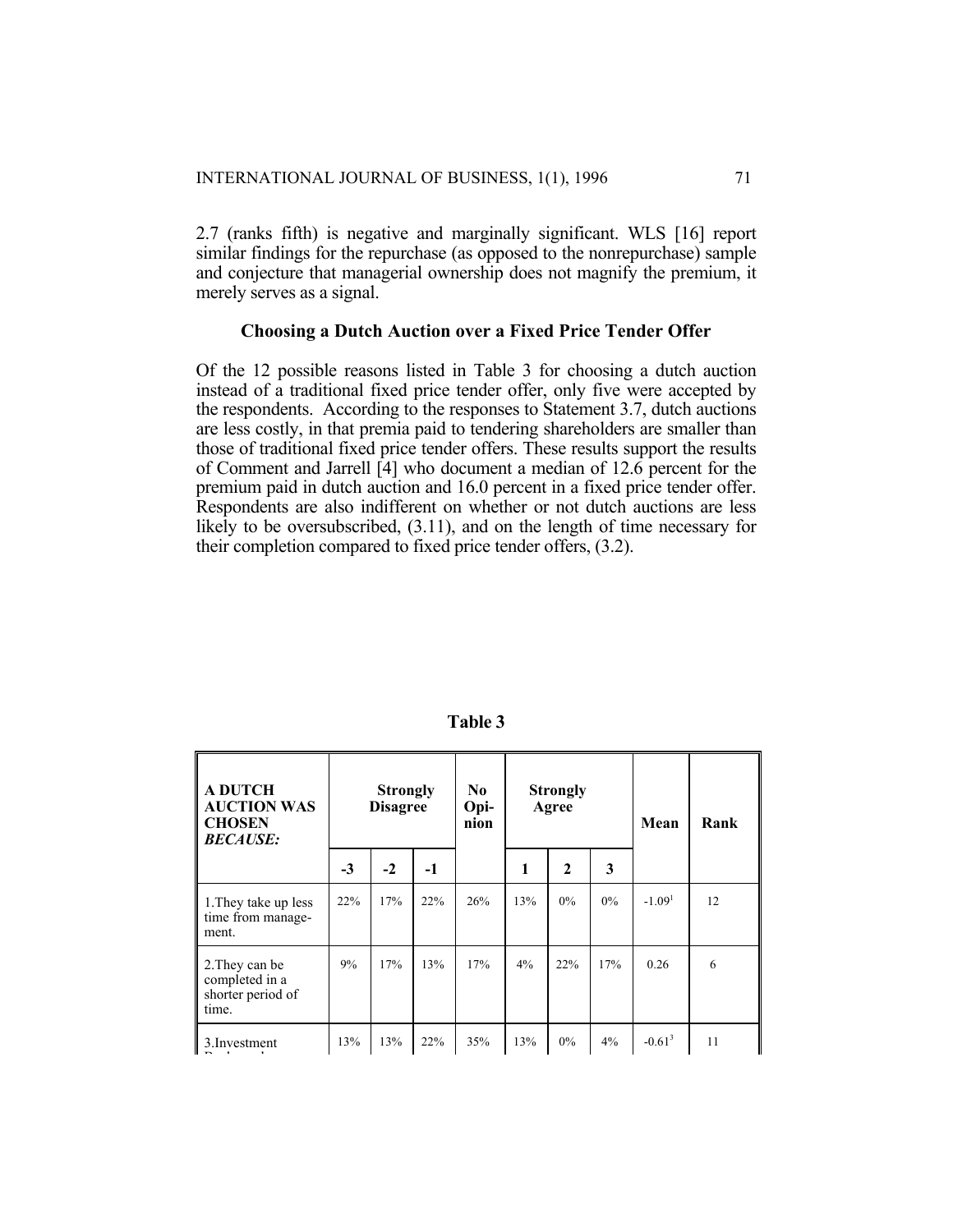2.7 (ranks fifth) is negative and marginally significant. WLS [16] report similar findings for the repurchase (as opposed to the nonrepurchase) sample and conjecture that managerial ownership does not magnify the premium, it merely serves as a signal.

### Choosing a Dutch Auction over a Fixed Price Tender Offer

Of the 12 possible reasons listed in Table 3 for choosing a dutch auction instead of a traditional fixed price tender offer, only five were accepted by the respondents. According to the responses to Statement 3.7, dutch auctions are less costly, in that premia paid to tendering shareholders are smaller than those of traditional fixed price tender offers. These results support the results of Comment and Jarrell [4] who document a median of 12.6 percent for the premium paid in dutch auction and 16.0 percent in a fixed price tender offer. Respondents are also indifferent on whether or not dutch auctions are less likely to be oversubscribed, (3.11), and on the length of time necessary for their completion compared to fixed price tender offers, (3.2).

**Table 3**

| **A DUTCH AUCTION WAS CHOSEN *BECAUSE:*** | **Strongly Disagree** | | | **No Opinion** | **Strongly Agree** | | | **Mean** | **Rank** |
|---|---|---|---|---|---|---|---|---|---|
| | **-3** | **-2** | **-1** | | **1** | **2** | **3** | | |
| 1.They take up less time from management. | 22% | 17% | 22% | 26% | 13% | 0% | 0% | -1.09[1] | 12 |
| 2.They can be completed in a shorter period of time. | 9% | 17% | 13% | 17% | 4% | 22% | 17% | 0.26 | 6 |
| 3.Investment ... | 13% | 13% | 22% | 35% | 13% | 0% | 4% | -0.61[3] | 11 |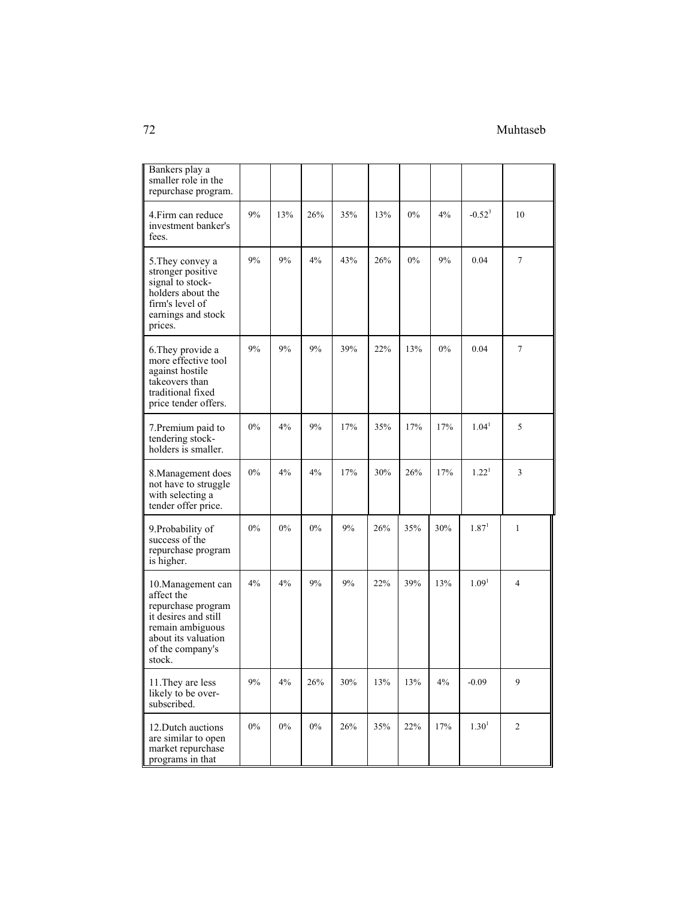| | | | | | | | | | |
|---|---|---|---|---|---|---|---|---|---|
| Bankers play a smaller role in the repurchase program. | | | | | | | | | |
| 4.Firm can reduce investment banker's fees. | 9% | 13% | 26% | 35% | 13% | 0% | 4% | -0.52[3] | 10 |
| 5.They convey a stronger positive signal to stock-holders about the firm's level of earnings and stock prices. | 9% | 9% | 4% | 43% | 26% | 0% | 9% | 0.04 | 7 |
| 6.They provide a more effective tool against hostile takeovers than traditional fixed price tender offers. | 9% | 9% | 9% | 39% | 22% | 13% | 0% | 0.04 | 7 |
| 7.Premium paid to tendering stock-holders is smaller. | 0% | 4% | 9% | 17% | 35% | 17% | 17% | 1.04[1] | 5 |
| 8.Management does not have to struggle with selecting a tender offer price. | 0% | 4% | 4% | 17% | 30% | 26% | 17% | 1.22[1] | 3 |
| 9.Probability of success of the repurchase program is higher. | 0% | 0% | 0% | 9% | 26% | 35% | 30% | 1.87[1] | 1 |
| 10.Management can affect the repurchase program it desires and still remain ambiguous about its valuation of the company's stock. | 4% | 4% | 9% | 9% | 22% | 39% | 13% | 1.09[1] | 4 |
| 11.They are less likely to be over-subscribed. | 9% | 4% | 26% | 30% | 13% | 13% | 4% | -0.09 | 9 |
| 12.Dutch auctions are similar to open market repurchase programs in that | 0% | 0% | 0% | 26% | 35% | 22% | 17% | 1.30[1] | 2 |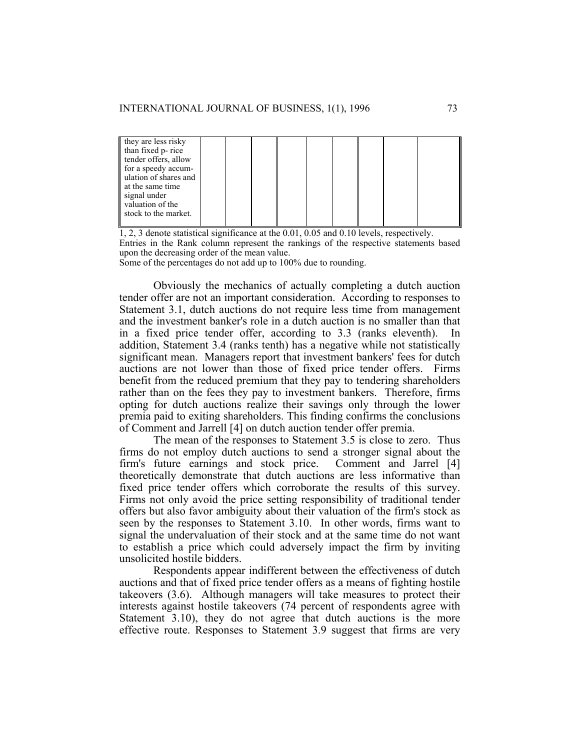| they are less risky than fixed p- rice tender offers, allow for a speedy accumulation of shares and at the same time signal under valuation of the stock to the market. | | | | | | | | |
|---|---|---|---|---|---|---|---|---|

1, 2, 3 denote statistical significance at the 0.01, 0.05 and 0.10 levels, respectively.
Entries in the Rank column represent the rankings of the respective statements based upon the decreasing order of the mean value.
Some of the percentages do not add up to 100% due to rounding.

Obviously the mechanics of actually completing a dutch auction tender offer are not an important consideration. According to responses to Statement 3.1, dutch auctions do not require less time from management and the investment banker's role in a dutch auction is no smaller than that in a fixed price tender offer, according to 3.3 (ranks eleventh). In addition, Statement 3.4 (ranks tenth) has a negative while not statistically significant mean. Managers report that investment bankers' fees for dutch auctions are not lower than those of fixed price tender offers. Firms benefit from the reduced premium that they pay to tendering shareholders rather than on the fees they pay to investment bankers. Therefore, firms opting for dutch auctions realize their savings only through the lower premia paid to exiting shareholders. This finding confirms the conclusions of Comment and Jarrell [4] on dutch auction tender offer premia.

The mean of the responses to Statement 3.5 is close to zero. Thus firms do not employ dutch auctions to send a stronger signal about the firm's future earnings and stock price. Comment and Jarrel [4] theoretically demonstrate that dutch auctions are less informative than fixed price tender offers which corroborate the results of this survey. Firms not only avoid the price setting responsibility of traditional tender offers but also favor ambiguity about their valuation of the firm's stock as seen by the responses to Statement 3.10. In other words, firms want to signal the undervaluation of their stock and at the same time do not want to establish a price which could adversely impact the firm by inviting unsolicited hostile bidders.

Respondents appear indifferent between the effectiveness of dutch auctions and that of fixed price tender offers as a means of fighting hostile takeovers (3.6). Although managers will take measures to protect their interests against hostile takeovers (74 percent of respondents agree with Statement 3.10), they do not agree that dutch auctions is the more effective route. Responses to Statement 3.9 suggest that firms are very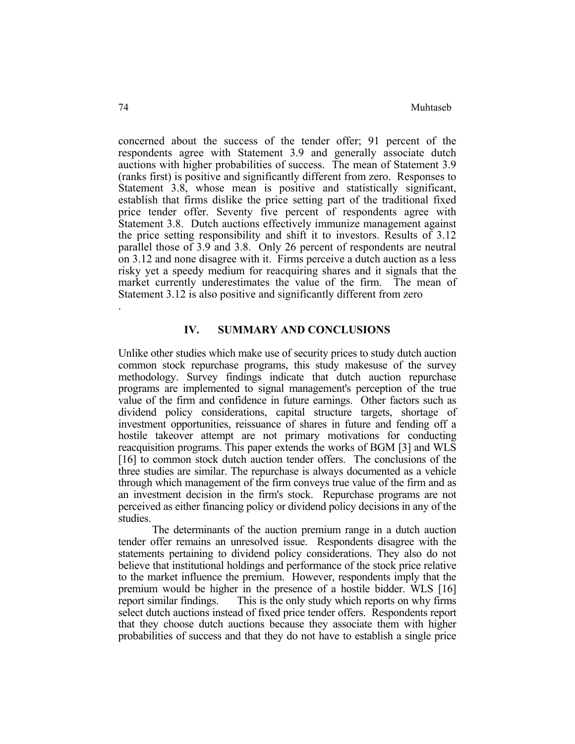concerned about the success of the tender offer; 91 percent of the respondents agree with Statement 3.9 and generally associate dutch auctions with higher probabilities of success. The mean of Statement 3.9 (ranks first) is positive and significantly different from zero. Responses to Statement 3.8, whose mean is positive and statistically significant, establish that firms dislike the price setting part of the traditional fixed price tender offer. Seventy five percent of respondents agree with Statement 3.8. Dutch auctions effectively immunize management against the price setting responsibility and shift it to investors. Results of 3.12 parallel those of 3.9 and 3.8. Only 26 percent of respondents are neutral on 3.12 and none disagree with it. Firms perceive a dutch auction as a less risky yet a speedy medium for reacquiring shares and it signals that the market currently underestimates the value of the firm. The mean of Statement 3.12 is also positive and significantly different from zero

.

## IV. SUMMARY AND CONCLUSIONS

Unlike other studies which make use of security prices to study dutch auction common stock repurchase programs, this study makesuse of the survey methodology. Survey findings indicate that dutch auction repurchase programs are implemented to signal management's perception of the true value of the firm and confidence in future earnings. Other factors such as dividend policy considerations, capital structure targets, shortage of investment opportunities, reissuance of shares in future and fending off a hostile takeover attempt are not primary motivations for conducting reacquisition programs. This paper extends the works of BGM [3] and WLS [16] to common stock dutch auction tender offers. The conclusions of the three studies are similar. The repurchase is always documented as a vehicle through which management of the firm conveys true value of the firm and as an investment decision in the firm's stock. Repurchase programs are not perceived as either financing policy or dividend policy decisions in any of the studies.

The determinants of the auction premium range in a dutch auction tender offer remains an unresolved issue. Respondents disagree with the statements pertaining to dividend policy considerations. They also do not believe that institutional holdings and performance of the stock price relative to the market influence the premium. However, respondents imply that the premium would be higher in the presence of a hostile bidder. WLS [16] report similar findings. This is the only study which reports on why firms select dutch auctions instead of fixed price tender offers. Respondents report that they choose dutch auctions because they associate them with higher probabilities of success and that they do not have to establish a single price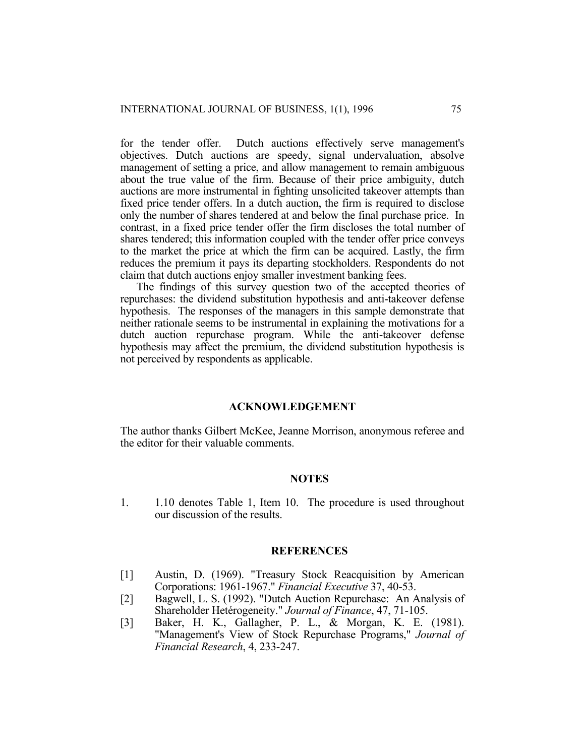for the tender offer. Dutch auctions effectively serve management's objectives. Dutch auctions are speedy, signal undervaluation, absolve management of setting a price, and allow management to remain ambiguous about the true value of the firm. Because of their price ambiguity, dutch auctions are more instrumental in fighting unsolicited takeover attempts than fixed price tender offers. In a dutch auction, the firm is required to disclose only the number of shares tendered at and below the final purchase price. In contrast, in a fixed price tender offer the firm discloses the total number of shares tendered; this information coupled with the tender offer price conveys to the market the price at which the firm can be acquired. Lastly, the firm reduces the premium it pays its departing stockholders. Respondents do not claim that dutch auctions enjoy smaller investment banking fees.

The findings of this survey question two of the accepted theories of repurchases: the dividend substitution hypothesis and anti-takeover defense hypothesis. The responses of the managers in this sample demonstrate that neither rationale seems to be instrumental in explaining the motivations for a dutch auction repurchase program. While the anti-takeover defense hypothesis may affect the premium, the dividend substitution hypothesis is not perceived by respondents as applicable.

## ACKNOWLEDGEMENT

The author thanks Gilbert McKee, Jeanne Morrison, anonymous referee and the editor for their valuable comments.

## NOTES

1. 1.10 denotes Table 1, Item 10. The procedure is used throughout our discussion of the results.

## REFERENCES

[1] Austin, D. (1969). "Treasury Stock Reacquisition by American Corporations: 1961-1967." *Financial Executive* 37, 40-53.

[2] Bagwell, L. S. (1992). "Dutch Auction Repurchase: An Analysis of Shareholder Hetérogeneity." *Journal of Finance*, 47, 71-105.

[3] Baker, H. K., Gallagher, P. L., & Morgan, K. E. (1981). "Management's View of Stock Repurchase Programs," *Journal of Financial Research*, 4, 233-247.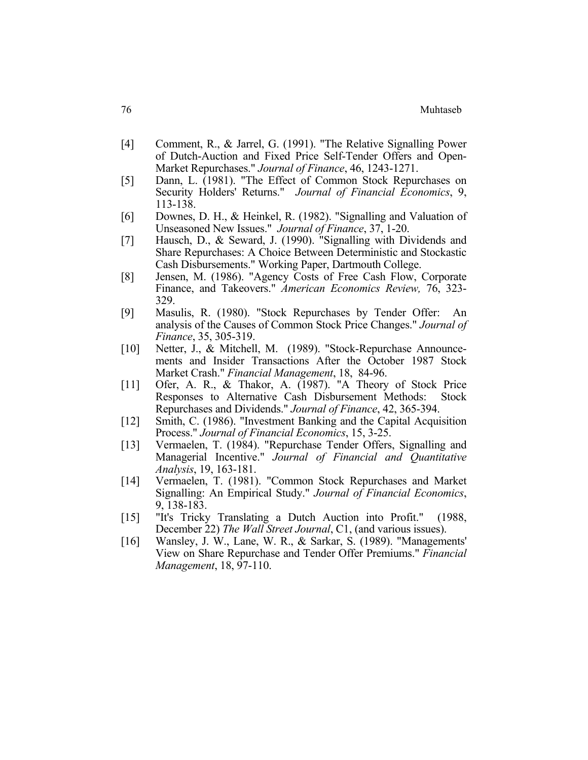[4] Comment, R., & Jarrel, G. (1991). "The Relative Signalling Power of Dutch-Auction and Fixed Price Self-Tender Offers and Open-Market Repurchases." *Journal of Finance*, 46, 1243-1271.

[5] Dann, L. (1981). "The Effect of Common Stock Repurchases on Security Holders' Returns." *Journal of Financial Economics*, 9, 113-138.

[6] Downes, D. H., & Heinkel, R. (1982). "Signalling and Valuation of Unseasoned New Issues." *Journal of Finance*, 37, 1-20.

[7] Hausch, D., & Seward, J. (1990). "Signalling with Dividends and Share Repurchases: A Choice Between Deterministic and Stockastic Cash Disbursements." Working Paper, Dartmouth College.

[8] Jensen, M. (1986). "Agency Costs of Free Cash Flow, Corporate Finance, and Takeovers." *American Economics Review,* 76, 323-329.

[9] Masulis, R. (1980). "Stock Repurchases by Tender Offer: An analysis of the Causes of Common Stock Price Changes." *Journal of Finance*, 35, 305-319.

[10] Netter, J., & Mitchell, M. (1989). "Stock-Repurchase Announcements and Insider Transactions After the October 1987 Stock Market Crash." *Financial Management*, 18, 84-96.

[11] Ofer, A. R., & Thakor, A. (1987). "A Theory of Stock Price Responses to Alternative Cash Disbursement Methods: Stock Repurchases and Dividends." *Journal of Finance*, 42, 365-394.

[12] Smith, C. (1986). "Investment Banking and the Capital Acquisition Process." *Journal of Financial Economics*, 15, 3-25.

[13] Vermaelen, T. (1984). "Repurchase Tender Offers, Signalling and Managerial Incentive." *Journal of Financial and Quantitative Analysis*, 19, 163-181.

[14] Vermaelen, T. (1981). "Common Stock Repurchases and Market Signalling: An Empirical Study." *Journal of Financial Economics*, 9, 138-183.

[15] "It's Tricky Translating a Dutch Auction into Profit." (1988, December 22) *The Wall Street Journal*, C1, (and various issues).

[16] Wansley, J. W., Lane, W. R., & Sarkar, S. (1989). "Managements' View on Share Repurchase and Tender Offer Premiums." *Financial Management*, 18, 97-110.